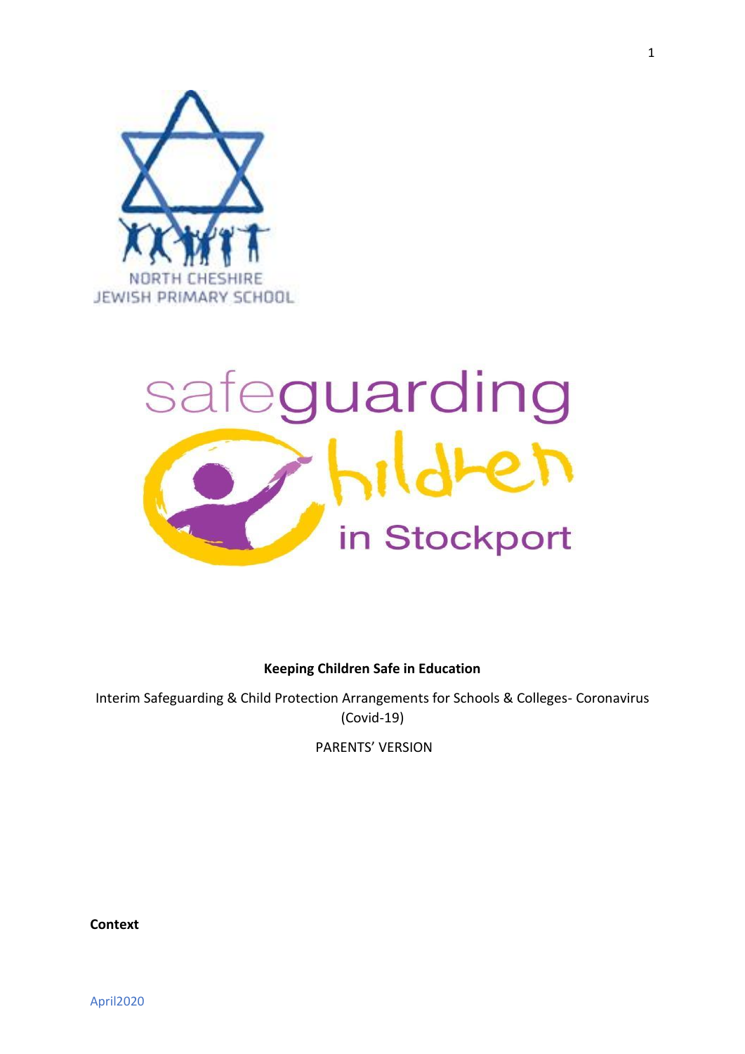NORTH CHESHIRE JEWISH PRIMARY SCHOOL

safeguarding children in Stockport

**Keeping Children Safe in Education**

Interim Safeguarding & Child Protection Arrangements for Schools & Colleges- Coronavirus (Covid-19)

PARENTS' VERSION

**Context**

April2020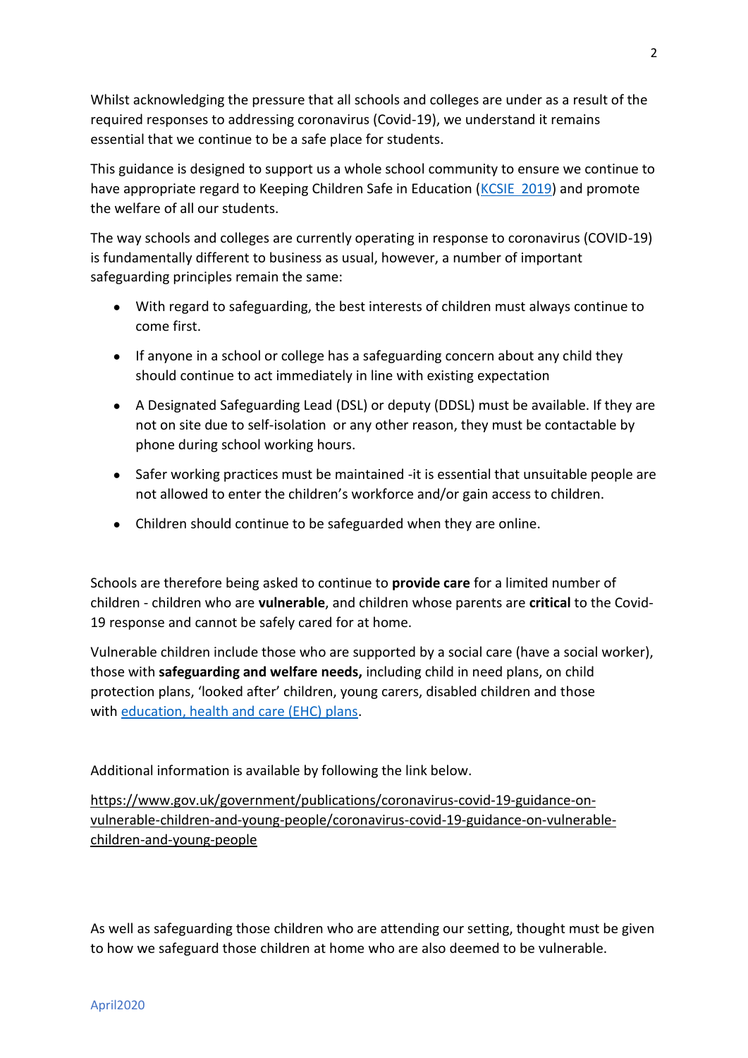Whilst acknowledging the pressure that all schools and colleges are under as a result of the required responses to addressing coronavirus (Covid-19), we understand it remains essential that we continue to be a safe place for students.

This guidance is designed to support us a whole school community to ensure we continue to have appropriate regard to Keeping Children Safe in Education (KCSIE 2019) and promote the welfare of all our students.

The way schools and colleges are currently operating in response to coronavirus (COVID-19) is fundamentally different to business as usual, however, a number of important safeguarding principles remain the same:

- With regard to safeguarding, the best interests of children must always continue to come first.
- If anyone in a school or college has a safeguarding concern about any child they should continue to act immediately in line with existing expectation
- A Designated Safeguarding Lead (DSL) or deputy (DDSL) must be available. If they are not on site due to self-isolation or any other reason, they must be contactable by phone during school working hours.
- Safer working practices must be maintained -it is essential that unsuitable people are not allowed to enter the children's workforce and/or gain access to children.
- Children should continue to be safeguarded when they are online.

Schools are therefore being asked to continue to **provide care** for a limited number of children - children who are **vulnerable**, and children whose parents are **critical** to the Covid-19 response and cannot be safely cared for at home.

Vulnerable children include those who are supported by a social care (have a social worker), those with **safeguarding and welfare needs,** including child in need plans, on child protection plans, 'looked after' children, young carers, disabled children and those with education, health and care (EHC) plans.

Additional information is available by following the link below.

https://www.gov.uk/government/publications/coronavirus-covid-19-guidance-on-vulnerable-children-and-young-people/coronavirus-covid-19-guidance-on-vulnerable-children-and-young-people

As well as safeguarding those children who are attending our setting, thought must be given to how we safeguard those children at home who are also deemed to be vulnerable.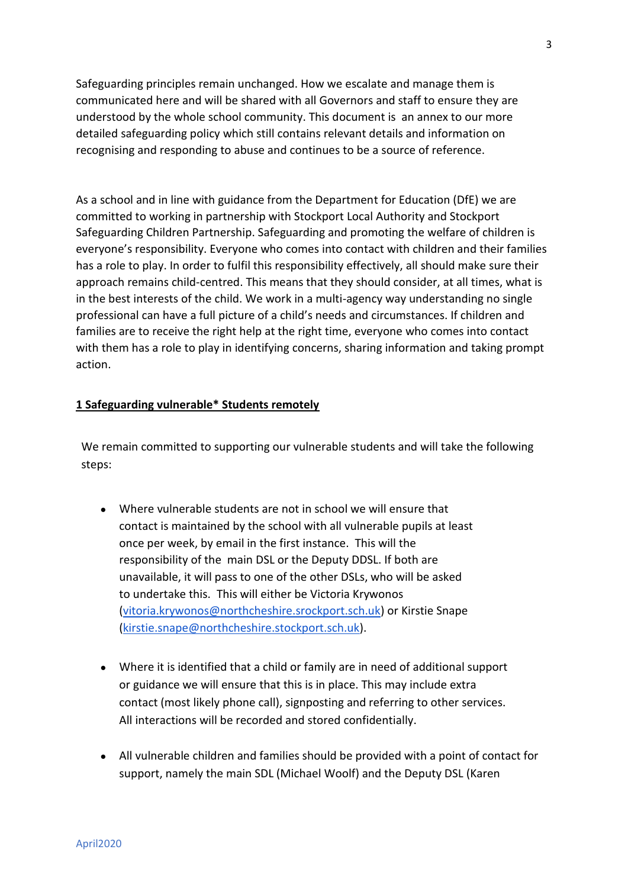Safeguarding principles remain unchanged. How we escalate and manage them is communicated here and will be shared with all Governors and staff to ensure they are understood by the whole school community. This document is  an annex to our more detailed safeguarding policy which still contains relevant details and information on recognising and responding to abuse and continues to be a source of reference.

As a school and in line with guidance from the Department for Education (DfE) we are committed to working in partnership with Stockport Local Authority and Stockport Safeguarding Children Partnership. Safeguarding and promoting the welfare of children is everyone's responsibility. Everyone who comes into contact with children and their families has a role to play. In order to fulfil this responsibility effectively, all should make sure their approach remains child-centred. This means that they should consider, at all times, what is in the best interests of the child. We work in a multi-agency way understanding no single professional can have a full picture of a child's needs and circumstances. If children and families are to receive the right help at the right time, everyone who comes into contact with them has a role to play in identifying concerns, sharing information and taking prompt action.

## 1 Safeguarding vulnerable* Students remotely

We remain committed to supporting our vulnerable students and will take the following steps:

- Where vulnerable students are not in school we will ensure that contact is maintained by the school with all vulnerable pupils at least once per week, by email in the first instance.  This will the responsibility of the  main DSL or the Deputy DDSL. If both are unavailable, it will pass to one of the other DSLs, who will be asked to undertake this.  This will either be Victoria Krywonos (vitoria.krywonos@northcheshire.srockport.sch.uk) or Kirstie Snape (kirstie.snape@northcheshire.stockport.sch.uk).

- Where it is identified that a child or family are in need of additional support or guidance we will ensure that this is in place. This may include extra contact (most likely phone call), signposting and referring to other services. All interactions will be recorded and stored confidentially.

- All vulnerable children and families should be provided with a point of contact for support, namely the main SDL (Michael Woolf) and the Deputy DSL (Karen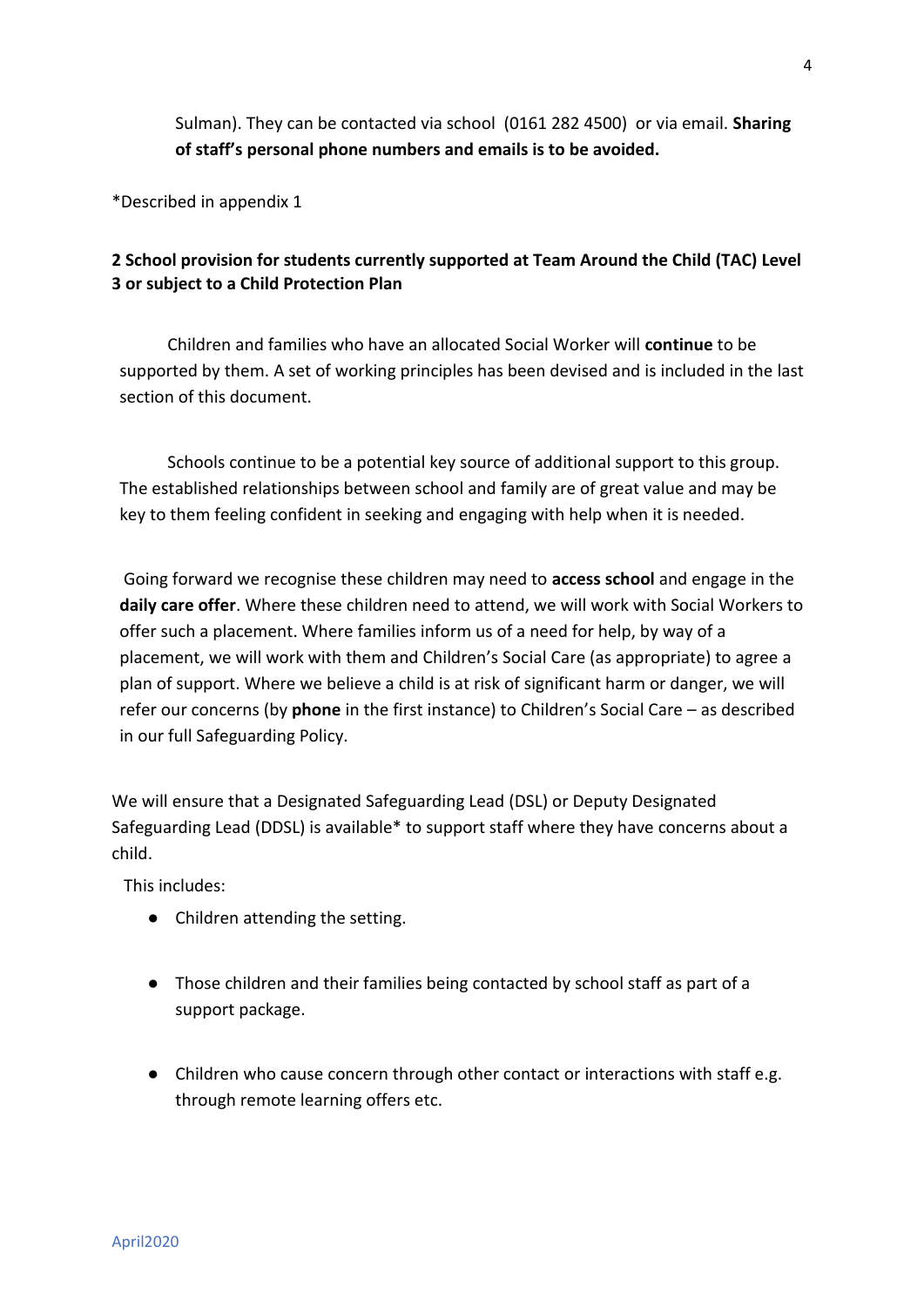Sulman). They can be contacted via school (0161 282 4500) or via email. **Sharing of staff's personal phone numbers and emails is to be avoided.**

*Described in appendix 1

**2 School provision for students currently supported at Team Around the Child (TAC) Level 3 or subject to a Child Protection Plan**

Children and families who have an allocated Social Worker will **continue** to be supported by them. A set of working principles has been devised and is included in the last section of this document.

Schools continue to be a potential key source of additional support to this group. The established relationships between school and family are of great value and may be key to them feeling confident in seeking and engaging with help when it is needed.

Going forward we recognise these children may need to **access school** and engage in the **daily care offer**. Where these children need to attend, we will work with Social Workers to offer such a placement. Where families inform us of a need for help, by way of a placement, we will work with them and Children's Social Care (as appropriate) to agree a plan of support. Where we believe a child is at risk of significant harm or danger, we will refer our concerns (by **phone** in the first instance) to Children's Social Care – as described in our full Safeguarding Policy.

We will ensure that a Designated Safeguarding Lead (DSL) or Deputy Designated Safeguarding Lead (DDSL) is available* to support staff where they have concerns about a child.

This includes:

- Children attending the setting.
- Those children and their families being contacted by school staff as part of a support package.
- Children who cause concern through other contact or interactions with staff e.g. through remote learning offers etc.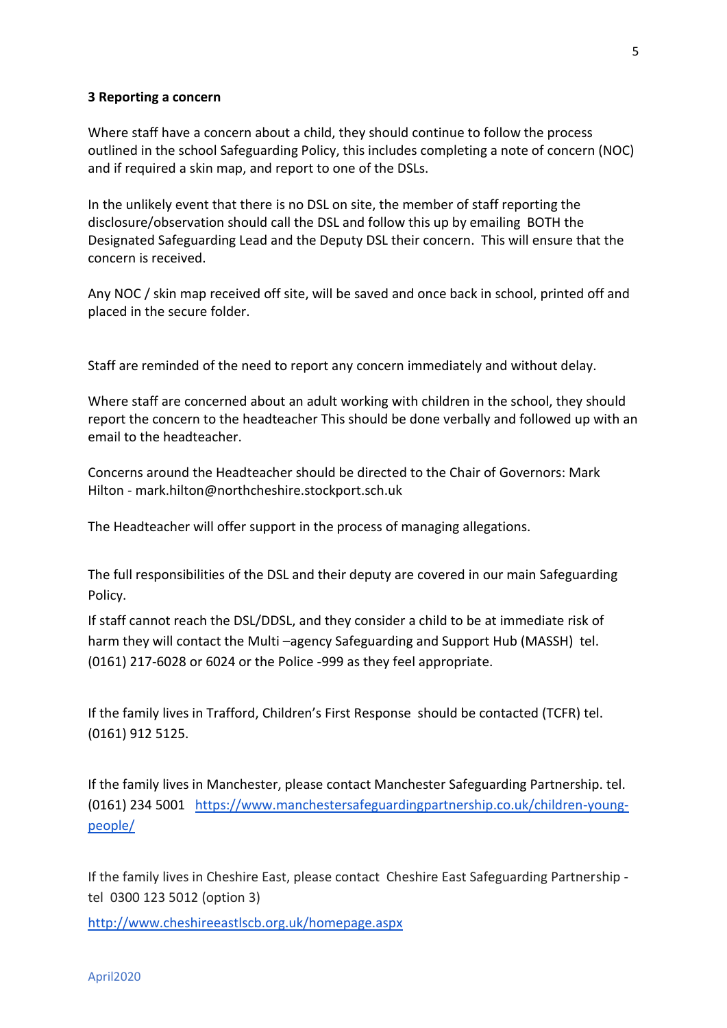### 3 Reporting a concern

Where staff have a concern about a child, they should continue to follow the process outlined in the school Safeguarding Policy, this includes completing a note of concern (NOC) and if required a skin map, and report to one of the DSLs.

In the unlikely event that there is no DSL on site, the member of staff reporting the disclosure/observation should call the DSL and follow this up by emailing BOTH the Designated Safeguarding Lead and the Deputy DSL their concern. This will ensure that the concern is received.

Any NOC / skin map received off site, will be saved and once back in school, printed off and placed in the secure folder.

Staff are reminded of the need to report any concern immediately and without delay.

Where staff are concerned about an adult working with children in the school, they should report the concern to the headteacher This should be done verbally and followed up with an email to the headteacher.

Concerns around the Headteacher should be directed to the Chair of Governors: Mark Hilton - mark.hilton@northcheshire.stockport.sch.uk

The Headteacher will offer support in the process of managing allegations.

The full responsibilities of the DSL and their deputy are covered in our main Safeguarding Policy.

If staff cannot reach the DSL/DDSL, and they consider a child to be at immediate risk of harm they will contact the Multi –agency Safeguarding and Support Hub (MASSH) tel. (0161) 217-6028 or 6024 or the Police -999 as they feel appropriate.

If the family lives in Trafford, Children's First Response should be contacted (TCFR) tel. (0161) 912 5125.

If the family lives in Manchester, please contact Manchester Safeguarding Partnership. tel. (0161) 234 5001 [https://www.manchestersafeguardingpartnership.co.uk/children-young-people/](https://www.manchestersafeguardingpartnership.co.uk/children-young-people/)

If the family lives in Cheshire East, please contact Cheshire East Safeguarding Partnership - tel 0300 123 5012 (option 3)

[http://www.cheshireeastlscb.org.uk/homepage.aspx](http://www.cheshireeastlscb.org.uk/homepage.aspx)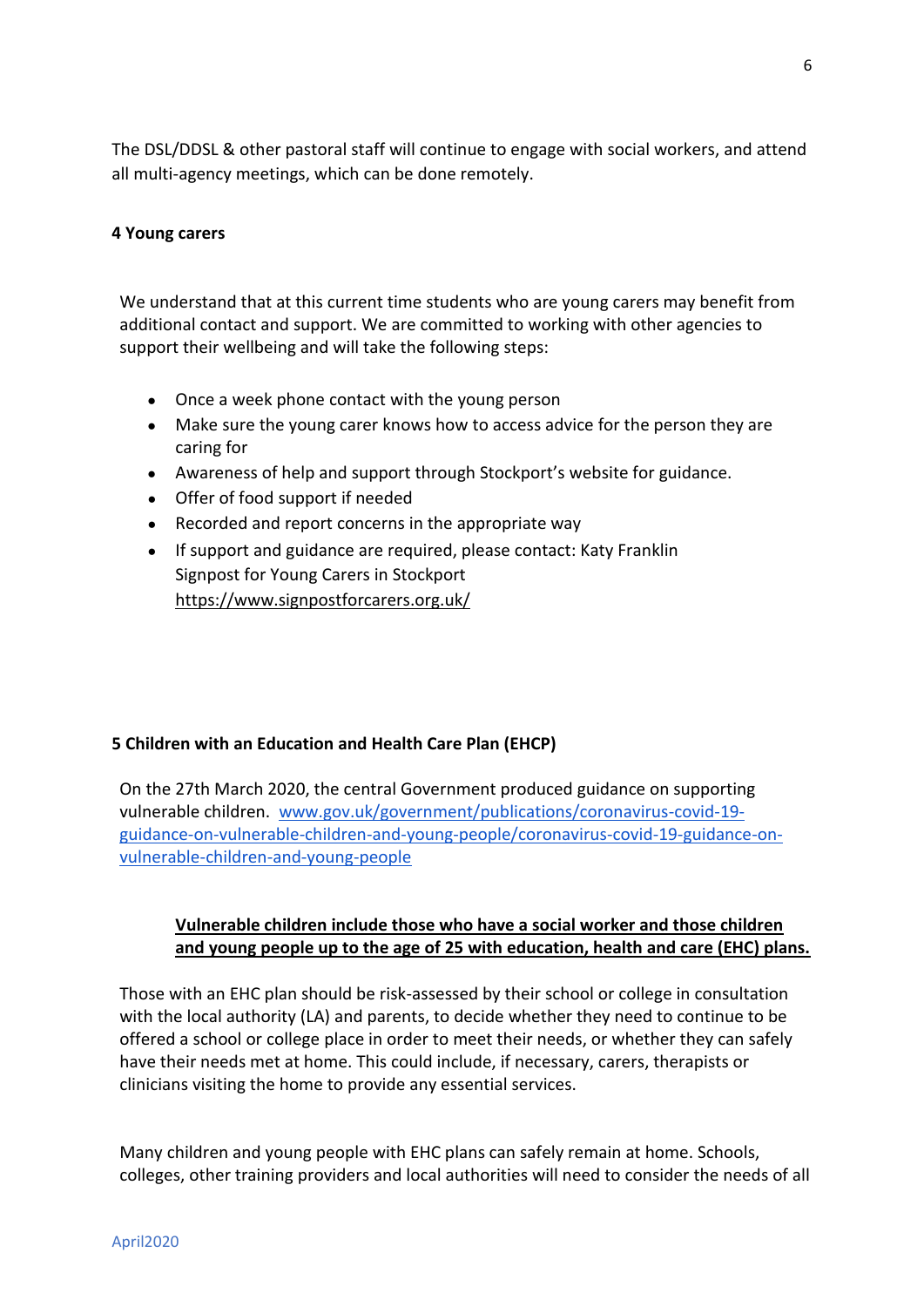The DSL/DDSL & other pastoral staff will continue to engage with social workers, and attend all multi-agency meetings, which can be done remotely.

**4 Young carers**

We understand that at this current time students who are young carers may benefit from additional contact and support. We are committed to working with other agencies to support their wellbeing and will take the following steps:

- Once a week phone contact with the young person
- Make sure the young carer knows how to access advice for the person they are caring for
- Awareness of help and support through Stockport's website for guidance.
- Offer of food support if needed
- Recorded and report concerns in the appropriate way
- If support and guidance are required, please contact: Katy Franklin
  Signpost for Young Carers in Stockport
  https://www.signpostforcarers.org.uk/

**5 Children with an Education and Health Care Plan (EHCP)**

On the 27th March 2020, the central Government produced guidance on supporting vulnerable children. [www.gov.uk/government/publications/coronavirus-covid-19-guidance-on-vulnerable-children-and-young-people/coronavirus-covid-19-guidance-on-vulnerable-children-and-young-people](www.gov.uk/government/publications/coronavirus-covid-19-guidance-on-vulnerable-children-and-young-people/coronavirus-covid-19-guidance-on-vulnerable-children-and-young-people)

> **Vulnerable children include those who have a social worker and those children and young people up to the age of 25 with education, health and care (EHC) plans.**

Those with an EHC plan should be risk-assessed by their school or college in consultation with the local authority (LA) and parents, to decide whether they need to continue to be offered a school or college place in order to meet their needs, or whether they can safely have their needs met at home. This could include, if necessary, carers, therapists or clinicians visiting the home to provide any essential services.

Many children and young people with EHC plans can safely remain at home. Schools, colleges, other training providers and local authorities will need to consider the needs of all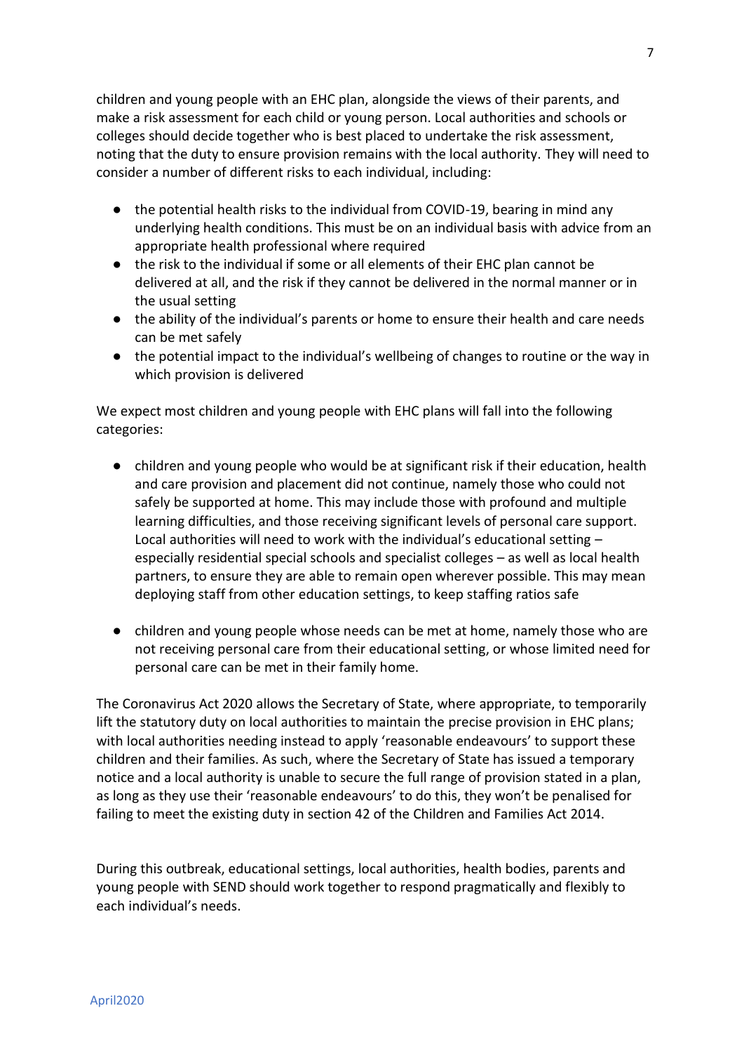children and young people with an EHC plan, alongside the views of their parents, and make a risk assessment for each child or young person. Local authorities and schools or colleges should decide together who is best placed to undertake the risk assessment, noting that the duty to ensure provision remains with the local authority. They will need to consider a number of different risks to each individual, including:

- the potential health risks to the individual from COVID-19, bearing in mind any underlying health conditions. This must be on an individual basis with advice from an appropriate health professional where required
- the risk to the individual if some or all elements of their EHC plan cannot be delivered at all, and the risk if they cannot be delivered in the normal manner or in the usual setting
- the ability of the individual's parents or home to ensure their health and care needs can be met safely
- the potential impact to the individual's wellbeing of changes to routine or the way in which provision is delivered

We expect most children and young people with EHC plans will fall into the following categories:

- children and young people who would be at significant risk if their education, health and care provision and placement did not continue, namely those who could not safely be supported at home. This may include those with profound and multiple learning difficulties, and those receiving significant levels of personal care support. Local authorities will need to work with the individual's educational setting – especially residential special schools and specialist colleges – as well as local health partners, to ensure they are able to remain open wherever possible. This may mean deploying staff from other education settings, to keep staffing ratios safe

- children and young people whose needs can be met at home, namely those who are not receiving personal care from their educational setting, or whose limited need for personal care can be met in their family home.

The Coronavirus Act 2020 allows the Secretary of State, where appropriate, to temporarily lift the statutory duty on local authorities to maintain the precise provision in EHC plans; with local authorities needing instead to apply 'reasonable endeavours' to support these children and their families. As such, where the Secretary of State has issued a temporary notice and a local authority is unable to secure the full range of provision stated in a plan, as long as they use their 'reasonable endeavours' to do this, they won't be penalised for failing to meet the existing duty in section 42 of the Children and Families Act 2014.

During this outbreak, educational settings, local authorities, health bodies, parents and young people with SEND should work together to respond pragmatically and flexibly to each individual's needs.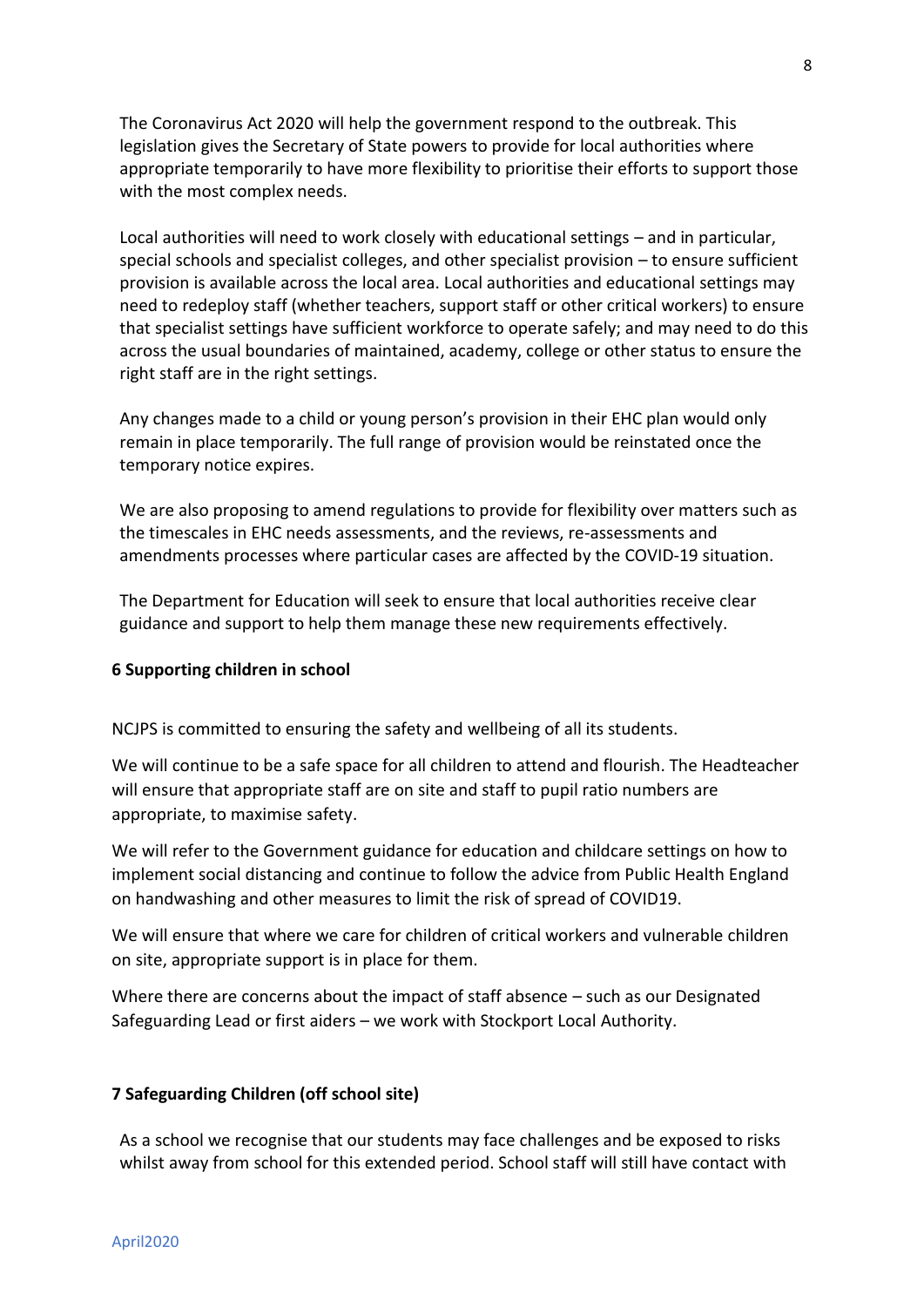The Coronavirus Act 2020 will help the government respond to the outbreak. This legislation gives the Secretary of State powers to provide for local authorities where appropriate temporarily to have more flexibility to prioritise their efforts to support those with the most complex needs.

Local authorities will need to work closely with educational settings – and in particular, special schools and specialist colleges, and other specialist provision – to ensure sufficient provision is available across the local area. Local authorities and educational settings may need to redeploy staff (whether teachers, support staff or other critical workers) to ensure that specialist settings have sufficient workforce to operate safely; and may need to do this across the usual boundaries of maintained, academy, college or other status to ensure the right staff are in the right settings.

Any changes made to a child or young person's provision in their EHC plan would only remain in place temporarily. The full range of provision would be reinstated once the temporary notice expires.

We are also proposing to amend regulations to provide for flexibility over matters such as the timescales in EHC needs assessments, and the reviews, re-assessments and amendments processes where particular cases are affected by the COVID-19 situation.

The Department for Education will seek to ensure that local authorities receive clear guidance and support to help them manage these new requirements effectively.

## 6 Supporting children in school

NCJPS is committed to ensuring the safety and wellbeing of all its students.

We will continue to be a safe space for all children to attend and flourish. The Headteacher will ensure that appropriate staff are on site and staff to pupil ratio numbers are appropriate, to maximise safety.

We will refer to the Government guidance for education and childcare settings on how to implement social distancing and continue to follow the advice from Public Health England on handwashing and other measures to limit the risk of spread of COVID19.

We will ensure that where we care for children of critical workers and vulnerable children on site, appropriate support is in place for them.

Where there are concerns about the impact of staff absence – such as our Designated Safeguarding Lead or first aiders – we work with Stockport Local Authority.

## 7 Safeguarding Children (off school site)

As a school we recognise that our students may face challenges and be exposed to risks whilst away from school for this extended period. School staff will still have contact with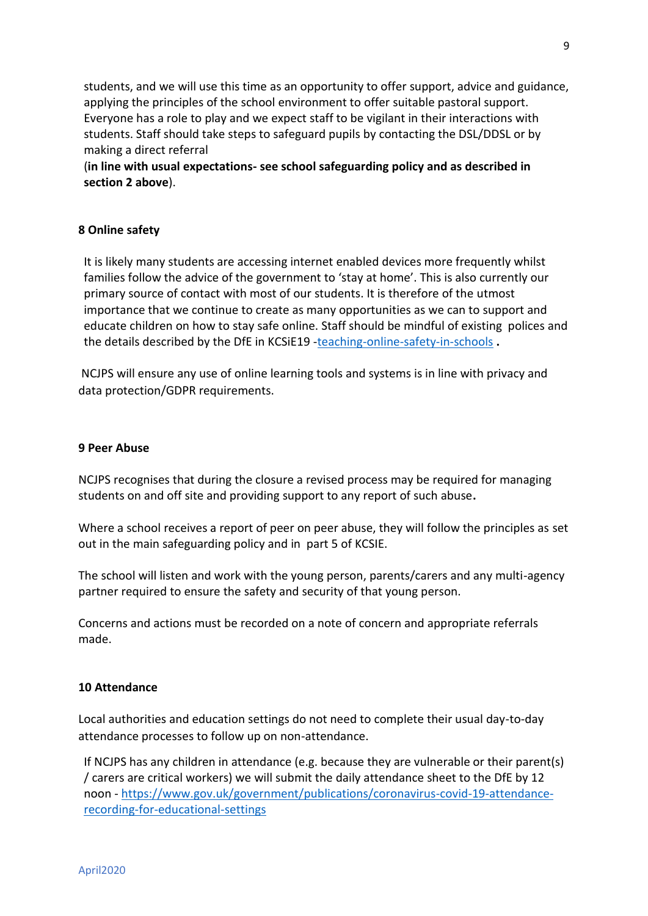students, and we will use this time as an opportunity to offer support, advice and guidance, applying the principles of the school environment to offer suitable pastoral support. Everyone has a role to play and we expect staff to be vigilant in their interactions with students. Staff should take steps to safeguard pupils by contacting the DSL/DDSL or by making a direct referral (**in line with usual expectations- see school safeguarding policy and as described in section 2 above**).

### 8 Online safety

It is likely many students are accessing internet enabled devices more frequently whilst families follow the advice of the government to 'stay at home'. This is also currently our primary source of contact with most of our students. It is therefore of the utmost importance that we continue to create as many opportunities as we can to support and educate children on how to stay safe online. Staff should be mindful of existing polices and the details described by the DfE in KCSiE19 -[teaching-online-safety-in-schools](teaching-online-safety-in-schools) **.**

NCJPS will ensure any use of online learning tools and systems is in line with privacy and data protection/GDPR requirements.

### 9 Peer Abuse

NCJPS recognises that during the closure a revised process may be required for managing students on and off site and providing support to any report of such abuse**.**

Where a school receives a report of peer on peer abuse, they will follow the principles as set out in the main safeguarding policy and in part 5 of KCSIE.

The school will listen and work with the young person, parents/carers and any multi-agency partner required to ensure the safety and security of that young person.

Concerns and actions must be recorded on a note of concern and appropriate referrals made.

### 10 Attendance

Local authorities and education settings do not need to complete their usual day-to-day attendance processes to follow up on non-attendance.

If NCJPS has any children in attendance (e.g. because they are vulnerable or their parent(s) / carers are critical workers) we will submit the daily attendance sheet to the DfE by 12 noon - [https://www.gov.uk/government/publications/coronavirus-covid-19-attendance-recording-for-educational-settings](https://www.gov.uk/government/publications/coronavirus-covid-19-attendance-recording-for-educational-settings)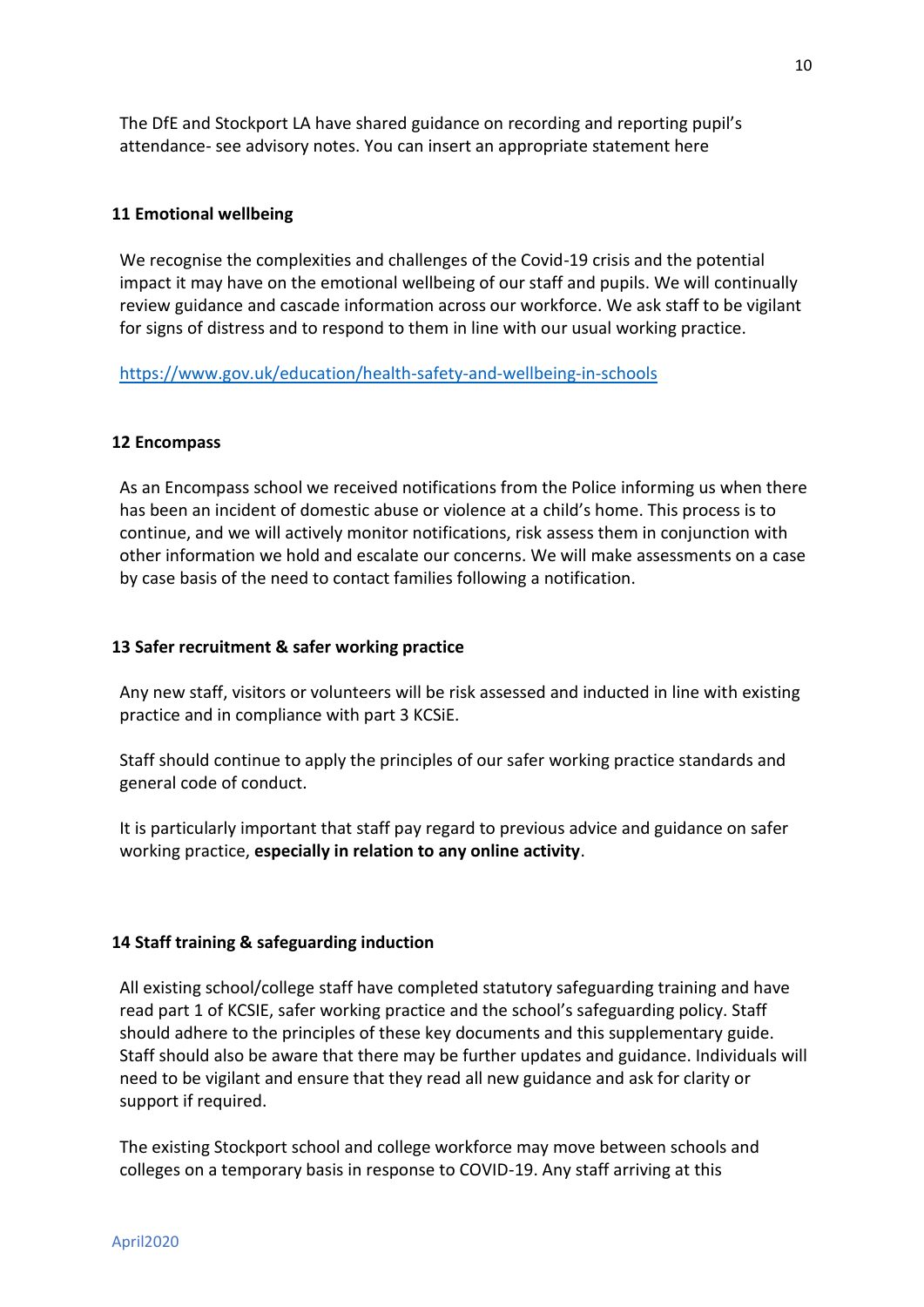The DfE and Stockport LA have shared guidance on recording and reporting pupil's attendance- see advisory notes. You can insert an appropriate statement here

## 11 Emotional wellbeing

We recognise the complexities and challenges of the Covid-19 crisis and the potential impact it may have on the emotional wellbeing of our staff and pupils. We will continually review guidance and cascade information across our workforce. We ask staff to be vigilant for signs of distress and to respond to them in line with our usual working practice.

https://www.gov.uk/education/health-safety-and-wellbeing-in-schools

## 12 Encompass

As an Encompass school we received notifications from the Police informing us when there has been an incident of domestic abuse or violence at a child's home. This process is to continue, and we will actively monitor notifications, risk assess them in conjunction with other information we hold and escalate our concerns. We will make assessments on a case by case basis of the need to contact families following a notification.

## 13 Safer recruitment & safer working practice

Any new staff, visitors or volunteers will be risk assessed and inducted in line with existing practice and in compliance with part 3 KCSiE.

Staff should continue to apply the principles of our safer working practice standards and general code of conduct.

It is particularly important that staff pay regard to previous advice and guidance on safer working practice, **especially in relation to any online activity**.

## 14 Staff training & safeguarding induction

All existing school/college staff have completed statutory safeguarding training and have read part 1 of KCSIE, safer working practice and the school's safeguarding policy. Staff should adhere to the principles of these key documents and this supplementary guide. Staff should also be aware that there may be further updates and guidance. Individuals will need to be vigilant and ensure that they read all new guidance and ask for clarity or support if required.

The existing Stockport school and college workforce may move between schools and colleges on a temporary basis in response to COVID-19. Any staff arriving at this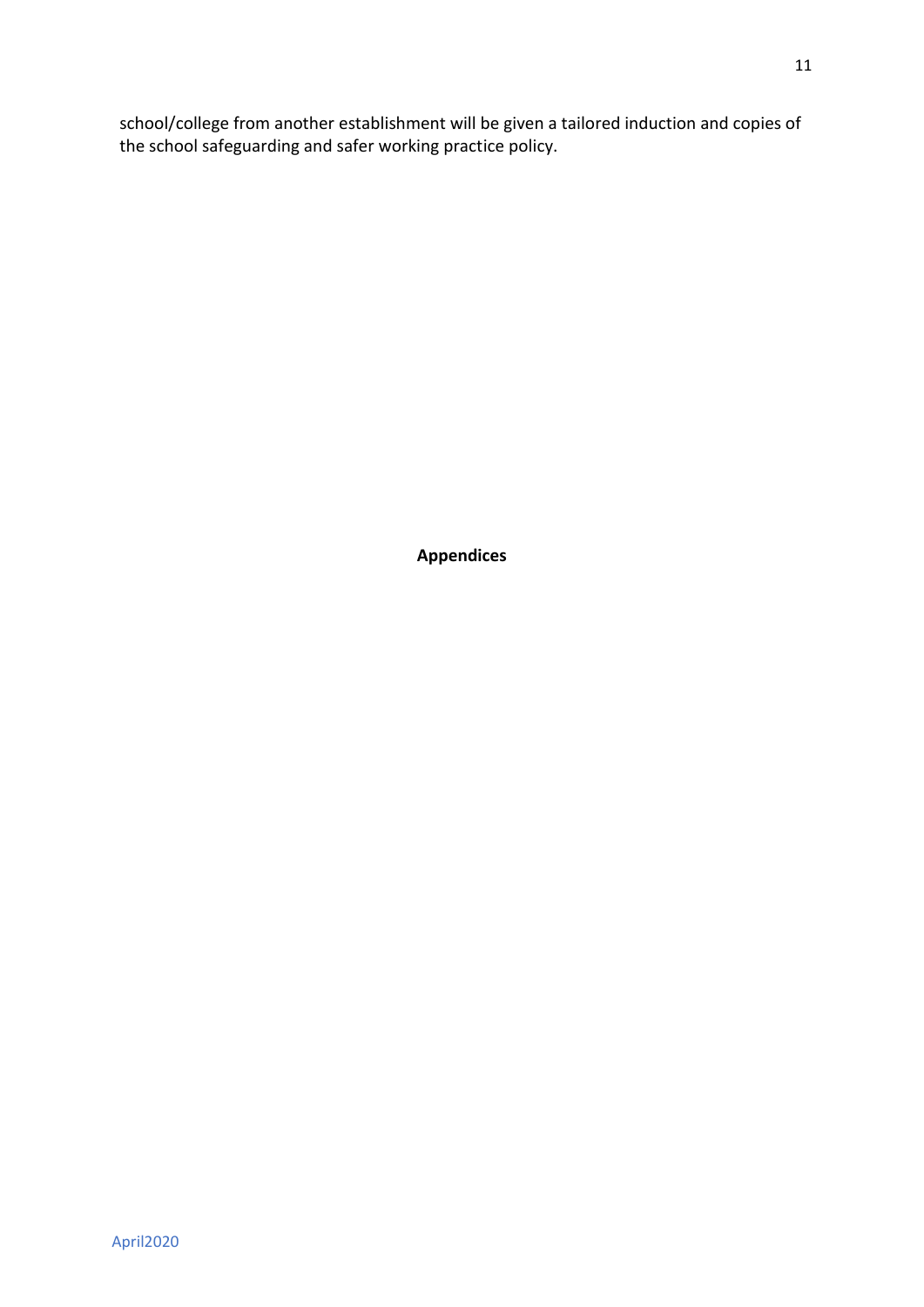school/college from another establishment will be given a tailored induction and copies of the school safeguarding and safer working practice policy.

**Appendices**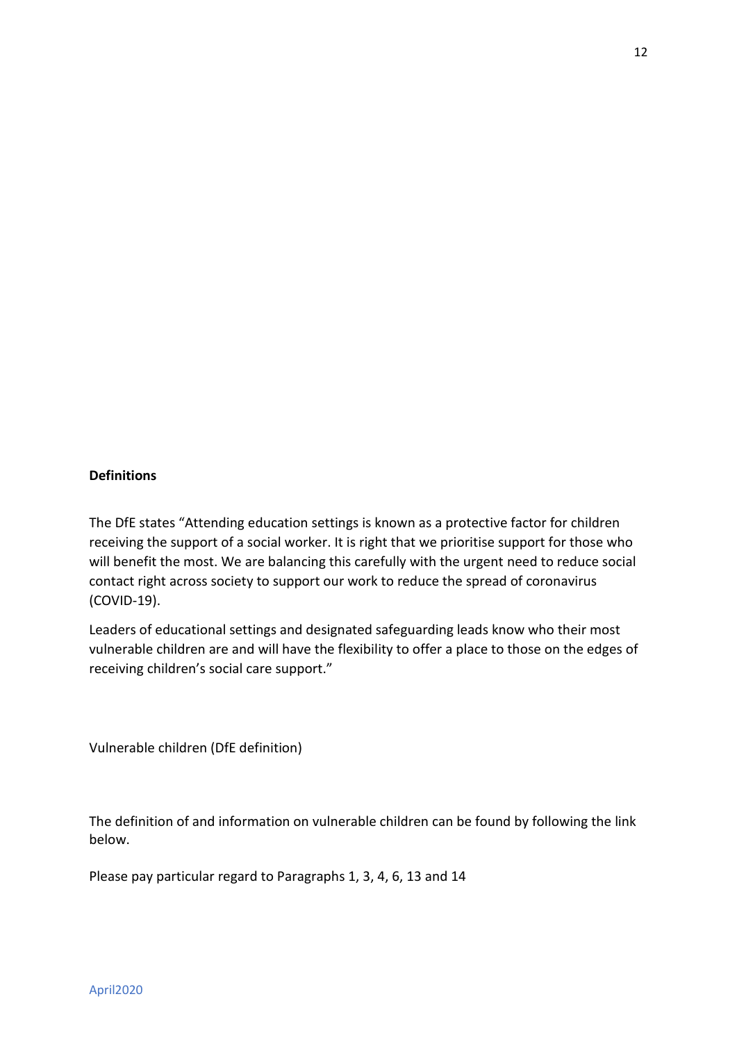**Definitions**

The DfE states “Attending education settings is known as a protective factor for children receiving the support of a social worker. It is right that we prioritise support for those who will benefit the most. We are balancing this carefully with the urgent need to reduce social contact right across society to support our work to reduce the spread of coronavirus (COVID-19).

Leaders of educational settings and designated safeguarding leads know who their most vulnerable children are and will have the flexibility to offer a place to those on the edges of receiving children’s social care support.”

Vulnerable children (DfE definition)

The definition of and information on vulnerable children can be found by following the link below.

Please pay particular regard to Paragraphs 1, 3, 4, 6, 13 and 14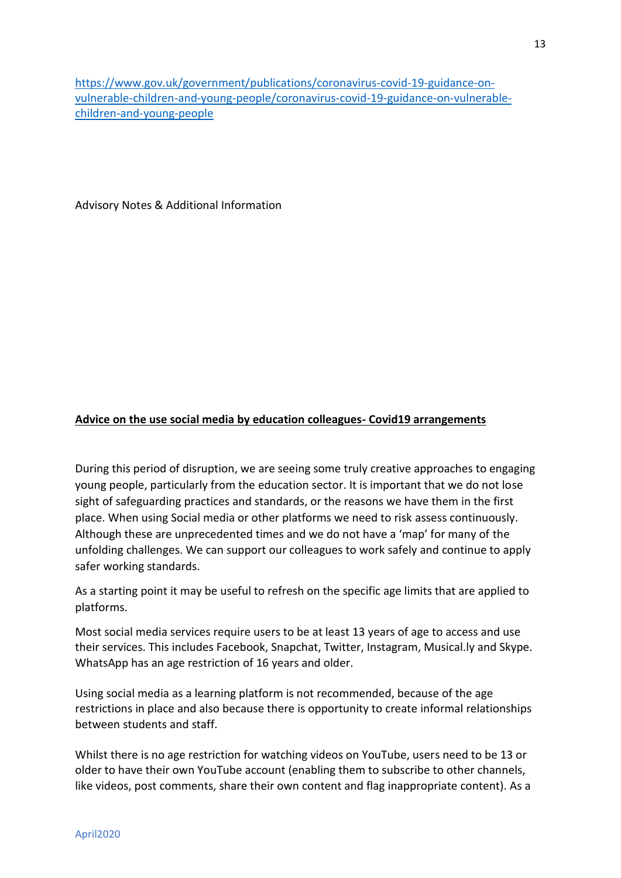https://www.gov.uk/government/publications/coronavirus-covid-19-guidance-on-vulnerable-children-and-young-people/coronavirus-covid-19-guidance-on-vulnerable-children-and-young-people

Advisory Notes & Additional Information

**Advice on the use social media by education colleagues- Covid19 arrangements**

During this period of disruption, we are seeing some truly creative approaches to engaging young people, particularly from the education sector. It is important that we do not lose sight of safeguarding practices and standards, or the reasons we have them in the first place. When using Social media or other platforms we need to risk assess continuously. Although these are unprecedented times and we do not have a 'map' for many of the unfolding challenges. We can support our colleagues to work safely and continue to apply safer working standards.

As a starting point it may be useful to refresh on the specific age limits that are applied to platforms.

Most social media services require users to be at least 13 years of age to access and use their services. This includes Facebook, Snapchat, Twitter, Instagram, Musical.ly and Skype. WhatsApp has an age restriction of 16 years and older.

Using social media as a learning platform is not recommended, because of the age restrictions in place and also because there is opportunity to create informal relationships between students and staff.

Whilst there is no age restriction for watching videos on YouTube, users need to be 13 or older to have their own YouTube account (enabling them to subscribe to other channels, like videos, post comments, share their own content and flag inappropriate content). As a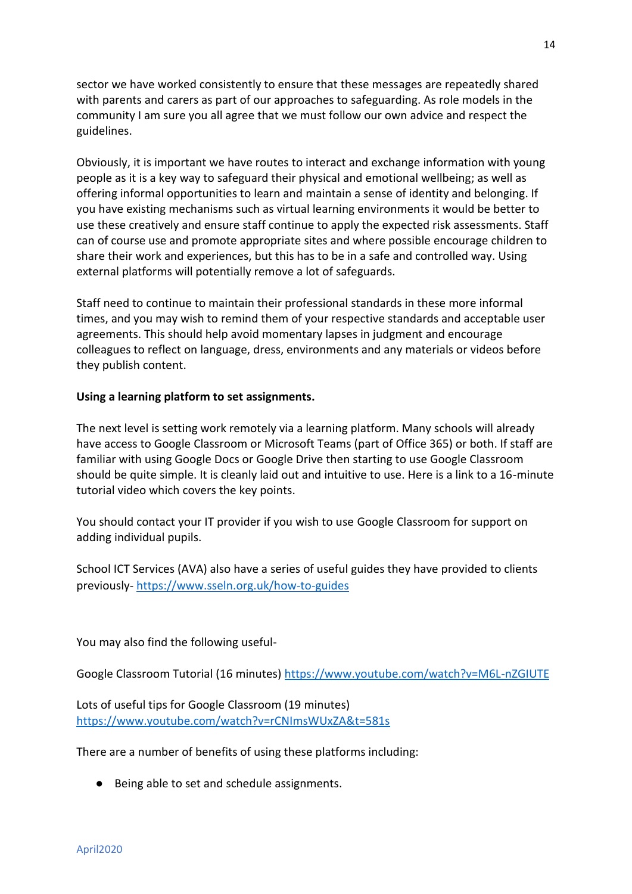sector we have worked consistently to ensure that these messages are repeatedly shared with parents and carers as part of our approaches to safeguarding. As role models in the community I am sure you all agree that we must follow our own advice and respect the guidelines.

Obviously, it is important we have routes to interact and exchange information with young people as it is a key way to safeguard their physical and emotional wellbeing; as well as offering informal opportunities to learn and maintain a sense of identity and belonging. If you have existing mechanisms such as virtual learning environments it would be better to use these creatively and ensure staff continue to apply the expected risk assessments. Staff can of course use and promote appropriate sites and where possible encourage children to share their work and experiences, but this has to be in a safe and controlled way. Using external platforms will potentially remove a lot of safeguards.

Staff need to continue to maintain their professional standards in these more informal times, and you may wish to remind them of your respective standards and acceptable user agreements. This should help avoid momentary lapses in judgment and encourage colleagues to reflect on language, dress, environments and any materials or videos before they publish content.

**Using a learning platform to set assignments.**

The next level is setting work remotely via a learning platform. Many schools will already have access to Google Classroom or Microsoft Teams (part of Office 365) or both. If staff are familiar with using Google Docs or Google Drive then starting to use Google Classroom should be quite simple. It is cleanly laid out and intuitive to use. Here is a link to a 16-minute tutorial video which covers the key points.

You should contact your IT provider if you wish to use Google Classroom for support on adding individual pupils.

School ICT Services (AVA) also have a series of useful guides they have provided to clients previously- https://www.sseln.org.uk/how-to-guides

You may also find the following useful-

Google Classroom Tutorial (16 minutes) https://www.youtube.com/watch?v=M6L-nZGIUTE

Lots of useful tips for Google Classroom (19 minutes)
https://www.youtube.com/watch?v=rCNImsWUxZA&t=581s

There are a number of benefits of using these platforms including:

- Being able to set and schedule assignments.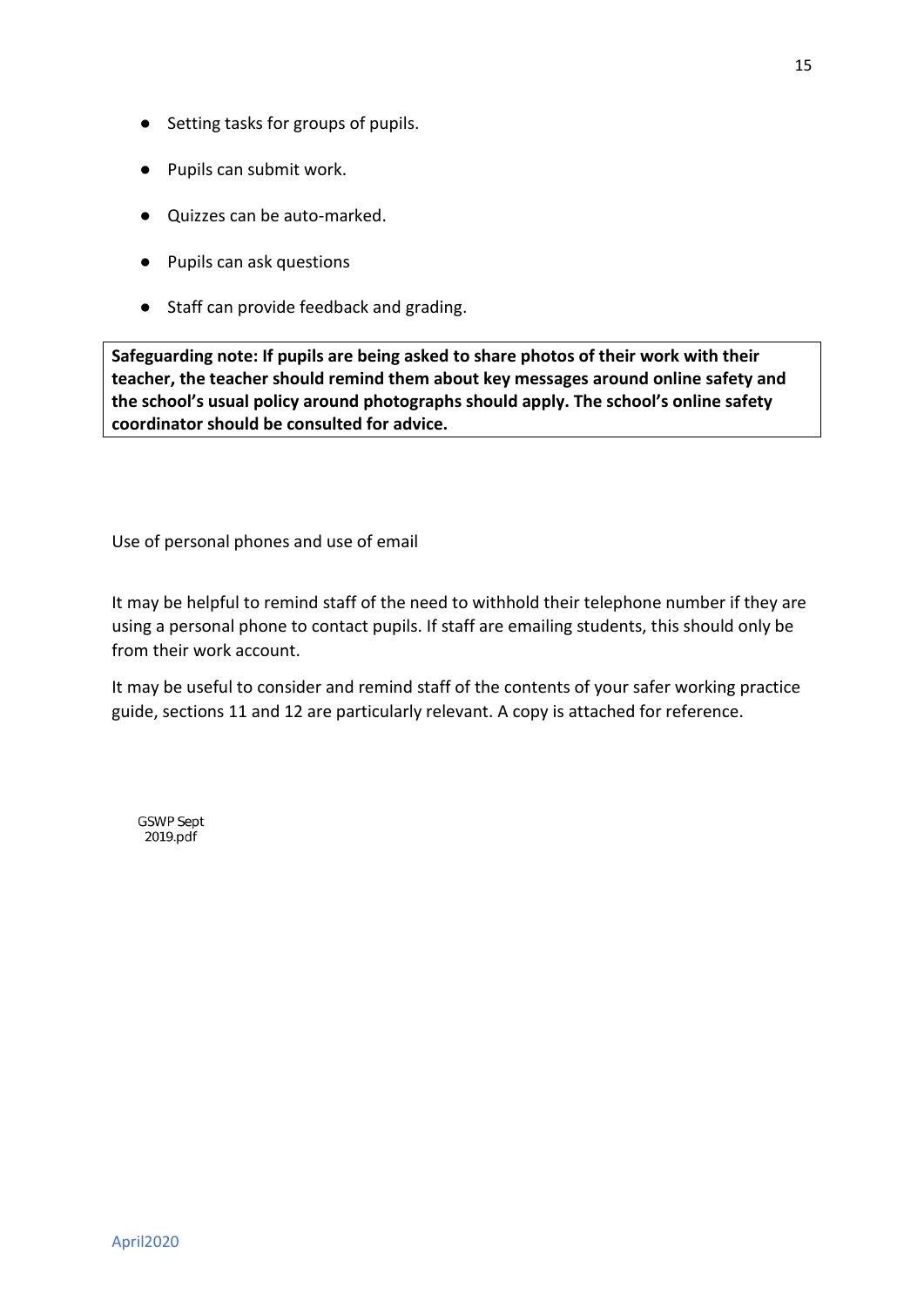- Setting tasks for groups of pupils.
- Pupils can submit work.
- Quizzes can be auto-marked.
- Pupils can ask questions
- Staff can provide feedback and grading.

**Safeguarding note: If pupils are being asked to share photos of their work with their teacher, the teacher should remind them about key messages around online safety and the school's usual policy around photographs should apply. The school's online safety coordinator should be consulted for advice.**

Use of personal phones and use of email

It may be helpful to remind staff of the need to withhold their telephone number if they are using a personal phone to contact pupils. If staff are emailing students, this should only be from their work account.

It may be useful to consider and remind staff of the contents of your safer working practice guide, sections 11 and 12 are particularly relevant. A copy is attached for reference.

GSWP Sept 2019.pdf